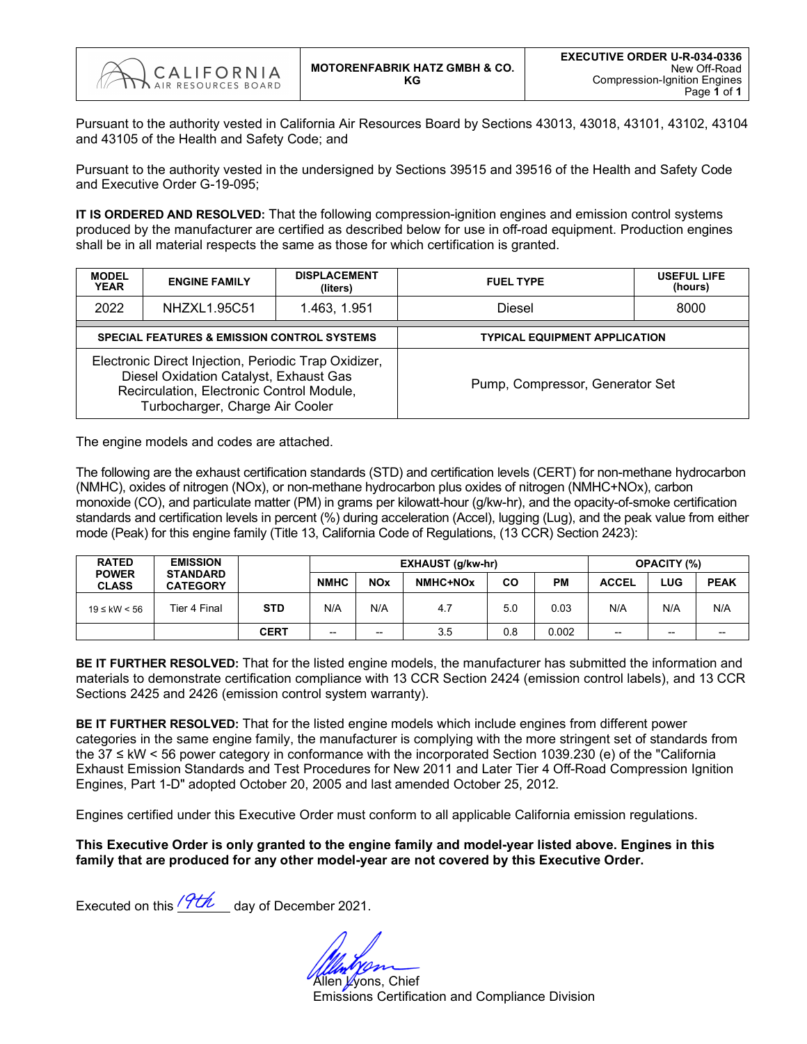| CALIFORNIA AIR RESOURCES BOARD | MOTORENFABRIK HATZ GMBH & CO. KG | EXECUTIVE ORDER U-R-034-0336 New Off-Road Compression-Ignition Engines |
|---|---|---|

Pursuant to the authority vested in California Air Resources Board by Sections 43013, 43018, 43101, 43102, 43104 and 43105 of the Health and Safety Code; and

Pursuant to the authority vested in the undersigned by Sections 39515 and 39516 of the Health and Safety Code and Executive Order G-19-095;

**IT IS ORDERED AND RESOLVED:** That the following compression-ignition engines and emission control systems produced by the manufacturer are certified as described below for use in off-road equipment. Production engines shall be in all material respects the same as those for which certification is granted.

| MODEL YEAR | ENGINE FAMILY | DISPLACEMENT (liters) | FUEL TYPE | USEFUL LIFE (hours) |
|---|---|---|---|---|
| 2022 | NHZXL1.95C51 | 1.463, 1.951 | Diesel | 8000 |

| SPECIAL FEATURES & EMISSION CONTROL SYSTEMS | TYPICAL EQUIPMENT APPLICATION |
|---|---|
| Electronic Direct Injection, Periodic Trap Oxidizer, Diesel Oxidation Catalyst, Exhaust Gas Recirculation, Electronic Control Module, Turbocharger, Charge Air Cooler | Pump, Compressor, Generator Set |

The engine models and codes are attached.

The following are the exhaust certification standards (STD) and certification levels (CERT) for non-methane hydrocarbon (NMHC), oxides of nitrogen (NOx), or non-methane hydrocarbon plus oxides of nitrogen (NMHC+NOx), carbon monoxide (CO), and particulate matter (PM) in grams per kilowatt-hour (g/kw-hr), and the opacity-of-smoke certification standards and certification levels in percent (%) during acceleration (Accel), lugging (Lug), and the peak value from either mode (Peak) for this engine family (Title 13, California Code of Regulations, (13 CCR) Section 2423):

| RATED POWER CLASS | EMISSION STANDARD CATEGORY | | EXHAUST (g/kw-hr) | | | | | OPACITY (%) | | |
|---|---|---|---|---|---|---|---|---|---|---|
| | | | NMHC | NOx | NMHC+NOx | CO | PM | ACCEL | LUG | PEAK |
| 19 ≤ kW < 56 | Tier 4 Final | STD | N/A | N/A | 4.7 | 5.0 | 0.03 | N/A | N/A | N/A |
| | | CERT | -- | -- | 3.5 | 0.8 | 0.002 | -- | -- | -- |

**BE IT FURTHER RESOLVED:** That for the listed engine models, the manufacturer has submitted the information and materials to demonstrate certification compliance with 13 CCR Section 2424 (emission control labels), and 13 CCR Sections 2425 and 2426 (emission control system warranty).

**BE IT FURTHER RESOLVED:** That for the listed engine models which include engines from different power categories in the same engine family, the manufacturer is complying with the more stringent set of standards from the 37 ≤ kW < 56 power category in conformance with the incorporated Section 1039.230 (e) of the "California Exhaust Emission Standards and Test Procedures for New 2011 and Later Tier 4 Off-Road Compression Ignition Engines, Part 1-D" adopted October 20, 2005 and last amended October 25, 2012.

Engines certified under this Executive Order must conform to all applicable California emission regulations.

**This Executive Order is only granted to the engine family and model-year listed above. Engines in this family that are produced for any other model-year are not covered by this Executive Order.**

Executed on this 19th day of December 2021.

Allen Lyons, Chief
Emissions Certification and Compliance Division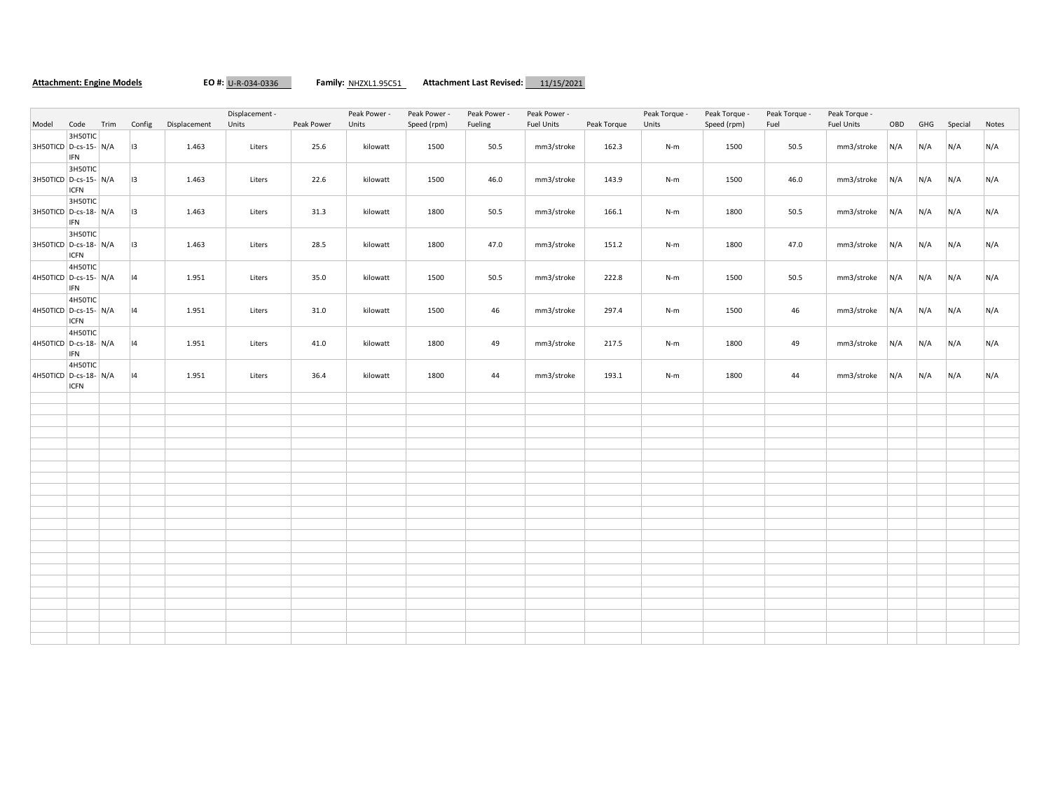**Attachment: Engine Models** **EO #:** U-R-034-0336 **Family:** NHZXL1.95C51 **Attachment Last Revised:** 11/15/2021

| Model | Code | Trim | Config | Displacement | Displacement - Units | Peak Power | Peak Power - Units | Peak Power - Speed (rpm) | Peak Power - Fueling | Peak Power - Fuel Units | Peak Torque | Peak Torque - Units | Peak Torque - Speed (rpm) | Peak Torque - Fuel | Peak Torque - Fuel Units | OBD | GHG | Special | Notes |
|---|---|---|---|---|---|---|---|---|---|---|---|---|---|---|---|---|---|---|---|
| 3H50TICD | 3H50TICD-cs-15-IFN | N/A | I3 | 1.463 | Liters | 25.6 | kilowatt | 1500 | 50.5 | mm3/stroke | 162.3 | N-m | 1500 | 50.5 | mm3/stroke | N/A | N/A | N/A | N/A |
| 3H50TICD | 3H50TICD-cs-15-ICFN | N/A | I3 | 1.463 | Liters | 22.6 | kilowatt | 1500 | 46.0 | mm3/stroke | 143.9 | N-m | 1500 | 46.0 | mm3/stroke | N/A | N/A | N/A | N/A |
| 3H50TICD | 3H50TICD-cs-18-IFN | N/A | I3 | 1.463 | Liters | 31.3 | kilowatt | 1800 | 50.5 | mm3/stroke | 166.1 | N-m | 1800 | 50.5 | mm3/stroke | N/A | N/A | N/A | N/A |
| 3H50TICD | 3H50TICD-cs-18-ICFN | N/A | I3 | 1.463 | Liters | 28.5 | kilowatt | 1800 | 47.0 | mm3/stroke | 151.2 | N-m | 1800 | 47.0 | mm3/stroke | N/A | N/A | N/A | N/A |
| 4H50TICD | 4H50TICD-cs-15-IFN | N/A | I4 | 1.951 | Liters | 35.0 | kilowatt | 1500 | 50.5 | mm3/stroke | 222.8 | N-m | 1500 | 50.5 | mm3/stroke | N/A | N/A | N/A | N/A |
| 4H50TICD | 4H50TICD-cs-15-ICFN | N/A | I4 | 1.951 | Liters | 31.0 | kilowatt | 1500 | 46 | mm3/stroke | 297.4 | N-m | 1500 | 46 | mm3/stroke | N/A | N/A | N/A | N/A |
| 4H50TICD | 4H50TICD-cs-18-IFN | N/A | I4 | 1.951 | Liters | 41.0 | kilowatt | 1800 | 49 | mm3/stroke | 217.5 | N-m | 1800 | 49 | mm3/stroke | N/A | N/A | N/A | N/A |
| 4H50TICD | 4H50TICD-cs-18-ICFN | N/A | I4 | 1.951 | Liters | 36.4 | kilowatt | 1800 | 44 | mm3/stroke | 193.1 | N-m | 1800 | 44 | mm3/stroke | N/A | N/A | N/A | N/A |